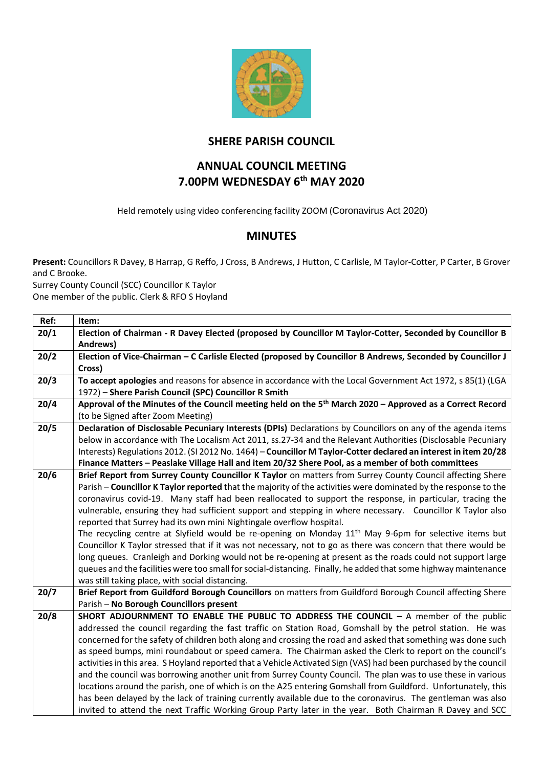## SHERE PARISH COUNCIL

## ANNUAL COUNCIL MEETING
## 7.00PM WEDNESDAY 6th MAY 2020

Held remotely using video conferencing facility ZOOM (Coronavirus Act 2020)

## MINUTES

**Present:** Councillors R Davey, B Harrap, G Reffo, J Cross, B Andrews, J Hutton, C Carlisle, M Taylor-Cotter, P Carter, B Grover and C Brooke.
Surrey County Council (SCC) Councillor K Taylor
One member of the public. Clerk & RFO S Hoyland

| Ref: | Item: |
|---|---|
| 20/1 | **Election of Chairman - R Davey Elected (proposed by Councillor M Taylor-Cotter, Seconded by Councillor B Andrews)** |
| 20/2 | **Election of Vice-Chairman – C Carlisle Elected (proposed by Councillor B Andrews, Seconded by Councillor J Cross)** |
| 20/3 | **To accept apologies** and reasons for absence in accordance with the Local Government Act 1972, s 85(1) (LGA 1972) – **Shere Parish Council (SPC) Councillor R Smith** |
| 20/4 | **Approval of the Minutes of the Council meeting held on the 5th March 2020 – Approved as a Correct Record** (to be Signed after Zoom Meeting) |
| 20/5 | **Declaration of Disclosable Pecuniary Interests (DPIs)** Declarations by Councillors on any of the agenda items below in accordance with The Localism Act 2011, ss.27-34 and the Relevant Authorities (Disclosable Pecuniary Interests) Regulations 2012. (SI 2012 No. 1464) – **Councillor M Taylor-Cotter declared an interest in item 20/28 Finance Matters – Peaslake Village Hall and item 20/32 Shere Pool, as a member of both committees** |
| 20/6 | **Brief Report from Surrey County Councillor K Taylor** on matters from Surrey County Council affecting Shere Parish – **Councillor K Taylor reported** that the majority of the activities were dominated by the response to the coronavirus covid-19. Many staff had been reallocated to support the response, in particular, tracing the vulnerable, ensuring they had sufficient support and stepping in where necessary. Councillor K Taylor also reported that Surrey had its own mini Nightingale overflow hospital. The recycling centre at Slyfield would be re-opening on Monday 11th May 9-6pm for selective items but Councillor K Taylor stressed that if it was not necessary, not to go as there was concern that there would be long queues. Cranleigh and Dorking would not be re-opening at present as the roads could not support large queues and the facilities were too small for social-distancing. Finally, he added that some highway maintenance was still taking place, with social distancing. |
| 20/7 | **Brief Report from Guildford Borough Councillors** on matters from Guildford Borough Council affecting Shere Parish – **No Borough Councillors present** |
| 20/8 | **SHORT ADJOURNMENT TO ENABLE THE PUBLIC TO ADDRESS THE COUNCIL –** A member of the public addressed the council regarding the fast traffic on Station Road, Gomshall by the petrol station. He was concerned for the safety of children both along and crossing the road and asked that something was done such as speed bumps, mini roundabout or speed camera. The Chairman asked the Clerk to report on the council's activities in this area. S Hoyland reported that a Vehicle Activated Sign (VAS) had been purchased by the council and the council was borrowing another unit from Surrey County Council. The plan was to use these in various locations around the parish, one of which is on the A25 entering Gomshall from Guildford. Unfortunately, this has been delayed by the lack of training currently available due to the coronavirus. The gentleman was also invited to attend the next Traffic Working Group Party later in the year. Both Chairman R Davey and SCC |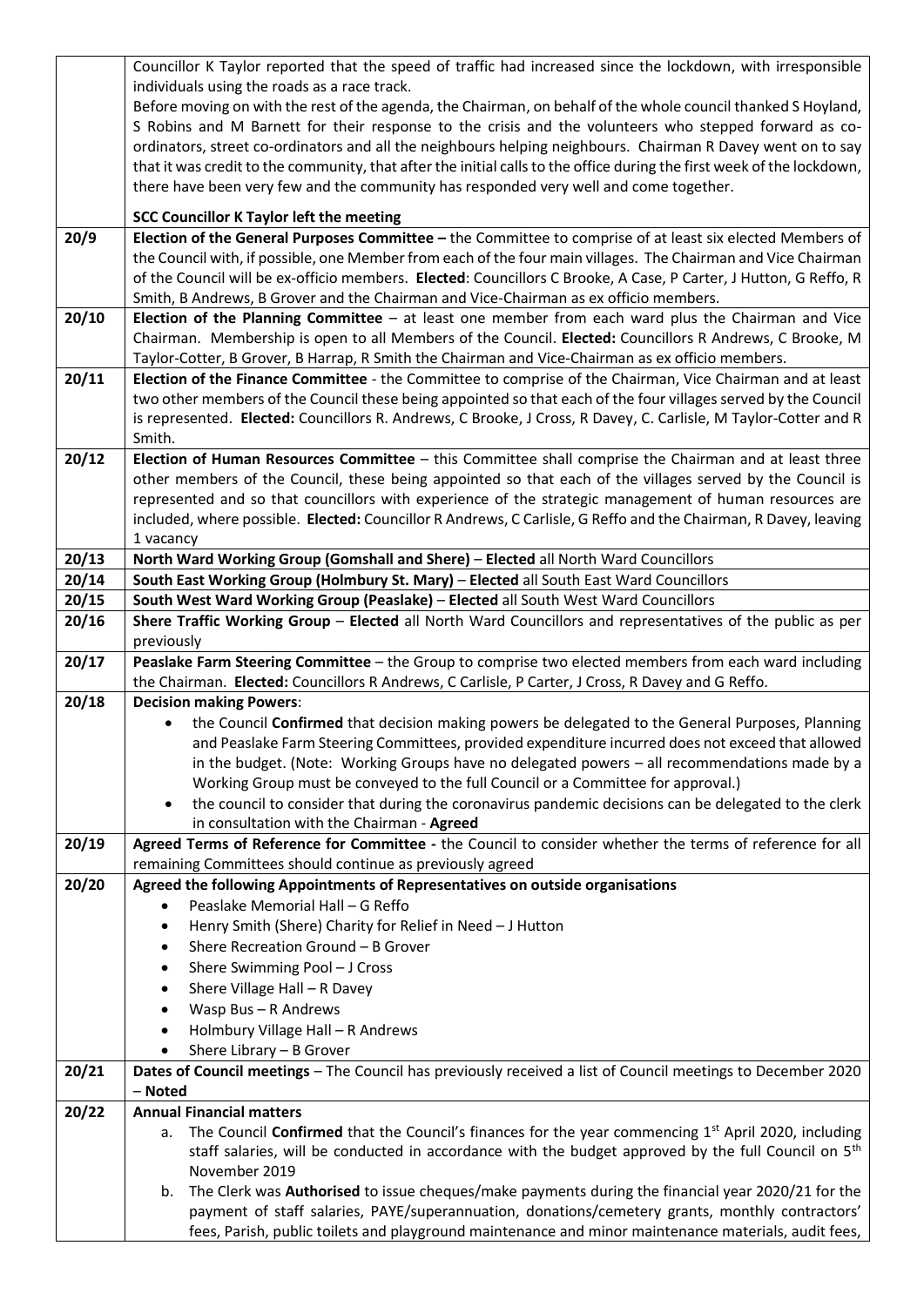| | |
|---|---|
| | Councillor K Taylor reported that the speed of traffic had increased since the lockdown, with irresponsible individuals using the roads as a race track.<br>Before moving on with the rest of the agenda, the Chairman, on behalf of the whole council thanked S Hoyland, S Robins and M Barnett for their response to the crisis and the volunteers who stepped forward as co-ordinators, street co-ordinators and all the neighbours helping neighbours. Chairman R Davey went on to say that it was credit to the community, that after the initial calls to the office during the first week of the lockdown, there have been very few and the community has responded very well and come together.<br><br>**SCC Councillor K Taylor left the meeting** |
| **20/9** | **Election of the General Purposes Committee –** the Committee to comprise of at least six elected Members of the Council with, if possible, one Member from each of the four main villages. The Chairman and Vice Chairman of the Council will be ex-officio members. **Elected**: Councillors C Brooke, A Case, P Carter, J Hutton, G Reffo, R Smith, B Andrews, B Grover and the Chairman and Vice-Chairman as ex officio members. |
| **20/10** | **Election of the Planning Committee** – at least one member from each ward plus the Chairman and Vice Chairman. Membership is open to all Members of the Council. **Elected:** Councillors R Andrews, C Brooke, M Taylor-Cotter, B Grover, B Harrap, R Smith the Chairman and Vice-Chairman as ex officio members. |
| **20/11** | **Election of the Finance Committee** - the Committee to comprise of the Chairman, Vice Chairman and at least two other members of the Council these being appointed so that each of the four villages served by the Council is represented. **Elected:** Councillors R. Andrews, C Brooke, J Cross, R Davey, C. Carlisle, M Taylor-Cotter and R Smith. |
| **20/12** | **Election of Human Resources Committee** – this Committee shall comprise the Chairman and at least three other members of the Council, these being appointed so that each of the villages served by the Council is represented and so that councillors with experience of the strategic management of human resources are included, where possible. **Elected:** Councillor R Andrews, C Carlisle, G Reffo and the Chairman, R Davey, leaving 1 vacancy |
| **20/13** | **North Ward Working Group (Gomshall and Shere)** – **Elected** all North Ward Councillors |
| **20/14** | **South East Working Group (Holmbury St. Mary)** – **Elected** all South East Ward Councillors |
| **20/15** | **South West Ward Working Group (Peaslake)** – **Elected** all South West Ward Councillors |
| **20/16** | **Shere Traffic Working Group** – **Elected** all North Ward Councillors and representatives of the public as per previously |
| **20/17** | **Peaslake Farm Steering Committee** – the Group to comprise two elected members from each ward including the Chairman. **Elected:** Councillors R Andrews, C Carlisle, P Carter, J Cross, R Davey and G Reffo. |
| **20/18** | **Decision making Powers**:<br>• the Council **Confirmed** that decision making powers be delegated to the General Purposes, Planning and Peaslake Farm Steering Committees, provided expenditure incurred does not exceed that allowed in the budget. (Note: Working Groups have no delegated powers – all recommendations made by a Working Group must be conveyed to the full Council or a Committee for approval.)<br>• the council to consider that during the coronavirus pandemic decisions can be delegated to the clerk in consultation with the Chairman - **Agreed** |
| **20/19** | **Agreed Terms of Reference for Committee -** the Council to consider whether the terms of reference for all remaining Committees should continue as previously agreed |
| **20/20** | **Agreed the following Appointments of Representatives on outside organisations**<br>• Peaslake Memorial Hall – G Reffo<br>• Henry Smith (Shere) Charity for Relief in Need – J Hutton<br>• Shere Recreation Ground – B Grover<br>• Shere Swimming Pool – J Cross<br>• Shere Village Hall – R Davey<br>• Wasp Bus – R Andrews<br>• Holmbury Village Hall – R Andrews<br>• Shere Library – B Grover |
| **20/21** | **Dates of Council meetings** – The Council has previously received a list of Council meetings to December 2020 – **Noted** |
| **20/22** | **Annual Financial matters**<br>a. The Council **Confirmed** that the Council's finances for the year commencing 1st April 2020, including staff salaries, will be conducted in accordance with the budget approved by the full Council on 5th November 2019<br>b. The Clerk was **Authorised** to issue cheques/make payments during the financial year 2020/21 for the payment of staff salaries, PAYE/superannuation, donations/cemetery grants, monthly contractors' fees, Parish, public toilets and playground maintenance and minor maintenance materials, audit fees, |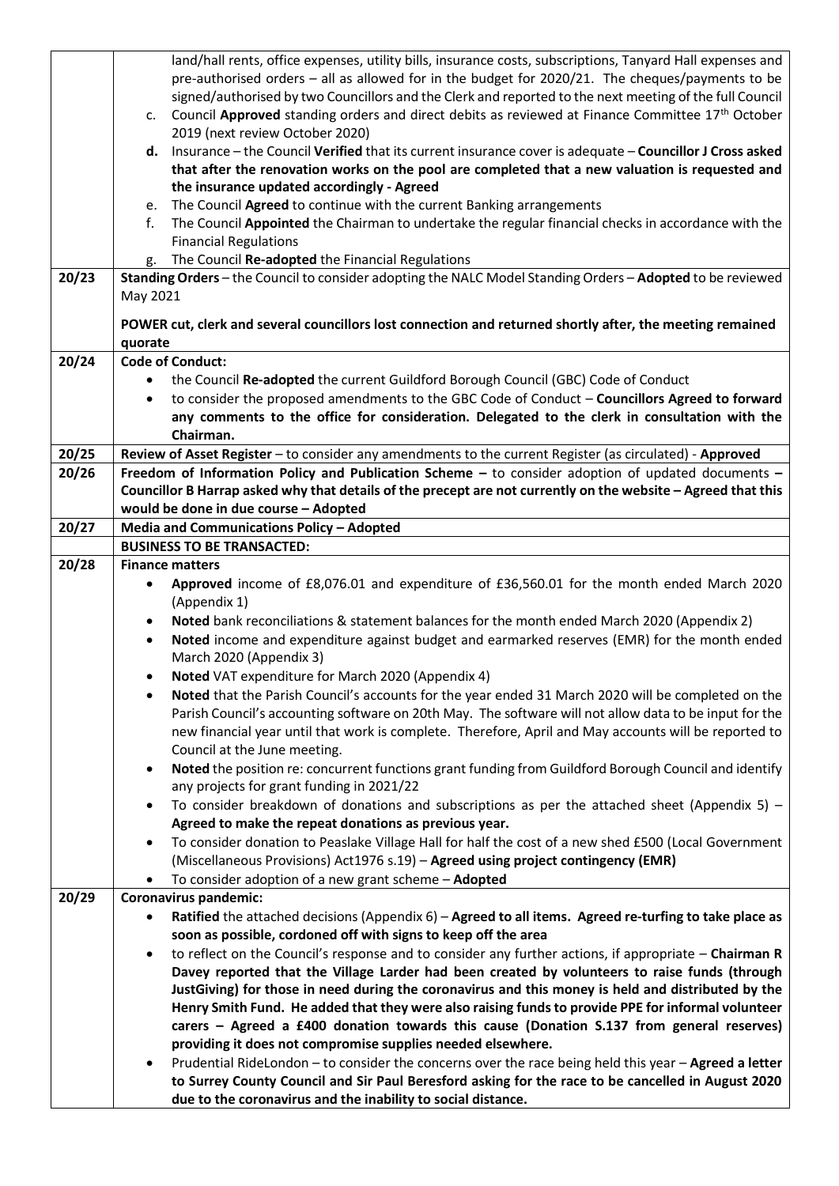| | |
|---|---|
| | land/hall rents, office expenses, utility bills, insurance costs, subscriptions, Tanyard Hall expenses and pre-authorised orders – all as allowed for in the budget for 2020/21. The cheques/payments to be signed/authorised by two Councillors and the Clerk and reported to the next meeting of the full Council<br>c. Council **Approved** standing orders and direct debits as reviewed at Finance Committee 17th October 2019 (next review October 2020)<br>**d.** Insurance – the Council **Verified** that its current insurance cover is adequate – **Councillor J Cross asked that after the renovation works on the pool are completed that a new valuation is requested and the insurance updated accordingly - Agreed**<br>e. The Council **Agreed** to continue with the current Banking arrangements<br>f. The Council **Appointed** the Chairman to undertake the regular financial checks in accordance with the Financial Regulations<br>g. The Council **Re-adopted** the Financial Regulations |
| **20/23** | **Standing Orders** – the Council to consider adopting the NALC Model Standing Orders – **Adopted** to be reviewed May 2021<br><br>**POWER cut, clerk and several councillors lost connection and returned shortly after, the meeting remained quorate** |
| **20/24** | **Code of Conduct:**<br>• the Council **Re-adopted** the current Guildford Borough Council (GBC) Code of Conduct<br>• to consider the proposed amendments to the GBC Code of Conduct – **Councillors Agreed to forward any comments to the office for consideration. Delegated to the clerk in consultation with the Chairman.** |
| **20/25** | **Review of Asset Register** – to consider any amendments to the current Register (as circulated) - **Approved** |
| **20/26** | **Freedom of Information Policy and Publication Scheme –** to consider adoption of updated documents **– Councillor B Harrap asked why that details of the precept are not currently on the website – Agreed that this would be done in due course – Adopted** |
| **20/27** | **Media and Communications Policy – Adopted** |
| | **BUSINESS TO BE TRANSACTED:** |
| **20/28** | **Finance matters**<br>• **Approved** income of £8,076.01 and expenditure of £36,560.01 for the month ended March 2020 (Appendix 1)<br>• **Noted** bank reconciliations & statement balances for the month ended March 2020 (Appendix 2)<br>• **Noted** income and expenditure against budget and earmarked reserves (EMR) for the month ended March 2020 (Appendix 3)<br>• **Noted** VAT expenditure for March 2020 (Appendix 4)<br>• **Noted** that the Parish Council's accounts for the year ended 31 March 2020 will be completed on the Parish Council's accounting software on 20th May. The software will not allow data to be input for the new financial year until that work is complete. Therefore, April and May accounts will be reported to Council at the June meeting.<br>• **Noted** the position re: concurrent functions grant funding from Guildford Borough Council and identify any projects for grant funding in 2021/22<br>• To consider breakdown of donations and subscriptions as per the attached sheet (Appendix 5) – **Agreed to make the repeat donations as previous year.**<br>• To consider donation to Peaslake Village Hall for half the cost of a new shed £500 (Local Government (Miscellaneous Provisions) Act1976 s.19) – **Agreed using project contingency (EMR)**<br>• To consider adoption of a new grant scheme – **Adopted** |
| **20/29** | **Coronavirus pandemic:**<br>• **Ratified** the attached decisions (Appendix 6) – **Agreed to all items. Agreed re-turfing to take place as soon as possible, cordoned off with signs to keep off the area**<br>• to reflect on the Council's response and to consider any further actions, if appropriate – **Chairman R Davey reported that the Village Larder had been created by volunteers to raise funds (through JustGiving) for those in need during the coronavirus and this money is held and distributed by the Henry Smith Fund. He added that they were also raising funds to provide PPE for informal volunteer carers – Agreed a £400 donation towards this cause (Donation S.137 from general reserves) providing it does not compromise supplies needed elsewhere.**<br>• Prudential RideLondon – to consider the concerns over the race being held this year – **Agreed a letter to Surrey County Council and Sir Paul Beresford asking for the race to be cancelled in August 2020 due to the coronavirus and the inability to social distance.** |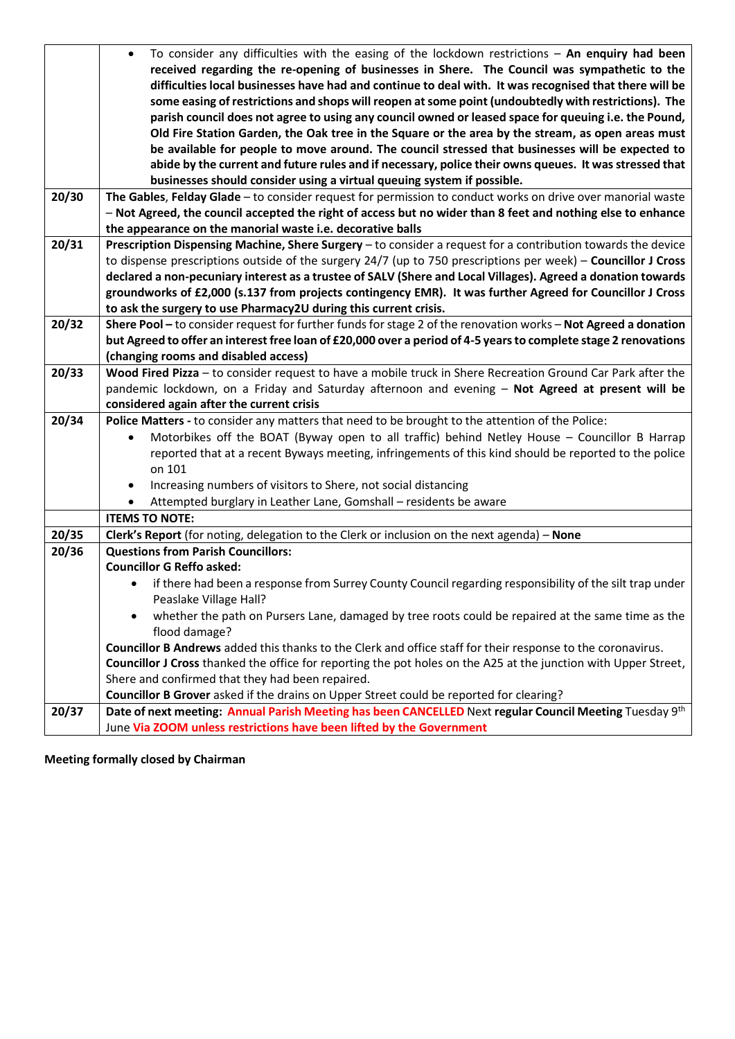| | |
|---|---|
| | • To consider any difficulties with the easing of the lockdown restrictions – **An enquiry had been received regarding the re-opening of businesses in Shere. The Council was sympathetic to the difficulties local businesses have had and continue to deal with. It was recognised that there will be some easing of restrictions and shops will reopen at some point (undoubtedly with restrictions). The parish council does not agree to using any council owned or leased space for queuing i.e. the Pound, Old Fire Station Garden, the Oak tree in the Square or the area by the stream, as open areas must be available for people to move around. The council stressed that businesses will be expected to abide by the current and future rules and if necessary, police their owns queues. It was stressed that businesses should consider using a virtual queuing system if possible.** |
| **20/30** | **The Gables**, **Felday Glade** – to consider request for permission to conduct works on drive over manorial waste – **Not Agreed, the council accepted the right of access but no wider than 8 feet and nothing else to enhance the appearance on the manorial waste i.e. decorative balls** |
| **20/31** | **Prescription Dispensing Machine, Shere Surgery** – to consider a request for a contribution towards the device to dispense prescriptions outside of the surgery 24/7 (up to 750 prescriptions per week) – **Councillor J Cross declared a non-pecuniary interest as a trustee of SALV (Shere and Local Villages). Agreed a donation towards groundworks of £2,000 (s.137 from projects contingency EMR). It was further Agreed for Councillor J Cross to ask the surgery to use Pharmacy2U during this current crisis.** |
| **20/32** | **Shere Pool –** to consider request for further funds for stage 2 of the renovation works – **Not Agreed a donation but Agreed to offer an interest free loan of £20,000 over a period of 4-5 years to complete stage 2 renovations (changing rooms and disabled access)** |
| **20/33** | **Wood Fired Pizza** – to consider request to have a mobile truck in Shere Recreation Ground Car Park after the pandemic lockdown, on a Friday and Saturday afternoon and evening – **Not Agreed at present will be considered again after the current crisis** |
| **20/34** | **Police Matters -** to consider any matters that need to be brought to the attention of the Police:<br>• Motorbikes off the BOAT (Byway open to all traffic) behind Netley House – Councillor B Harrap reported that at a recent Byways meeting, infringements of this kind should be reported to the police on 101<br>• Increasing numbers of visitors to Shere, not social distancing<br>• Attempted burglary in Leather Lane, Gomshall – residents be aware |
| | **ITEMS TO NOTE:** |
| **20/35** | **Clerk's Report** (for noting, delegation to the Clerk or inclusion on the next agenda) – **None** |
| **20/36** | **Questions from Parish Councillors:**<br>**Councillor G Reffo asked:**<br>• if there had been a response from Surrey County Council regarding responsibility of the silt trap under Peaslake Village Hall?<br>• whether the path on Pursers Lane, damaged by tree roots could be repaired at the same time as the flood damage?<br>**Councillor B Andrews** added this thanks to the Clerk and office staff for their response to the coronavirus.<br>**Councillor J Cross** thanked the office for reporting the pot holes on the A25 at the junction with Upper Street, Shere and confirmed that they had been repaired.<br>**Councillor B Grover** asked if the drains on Upper Street could be reported for clearing? |
| **20/37** | **Date of next meeting: Annual Parish Meeting has been CANCELLED** Next **regular Council Meeting** Tuesday 9th June **Via ZOOM unless restrictions have been lifted by the Government** |

**Meeting formally closed by Chairman**